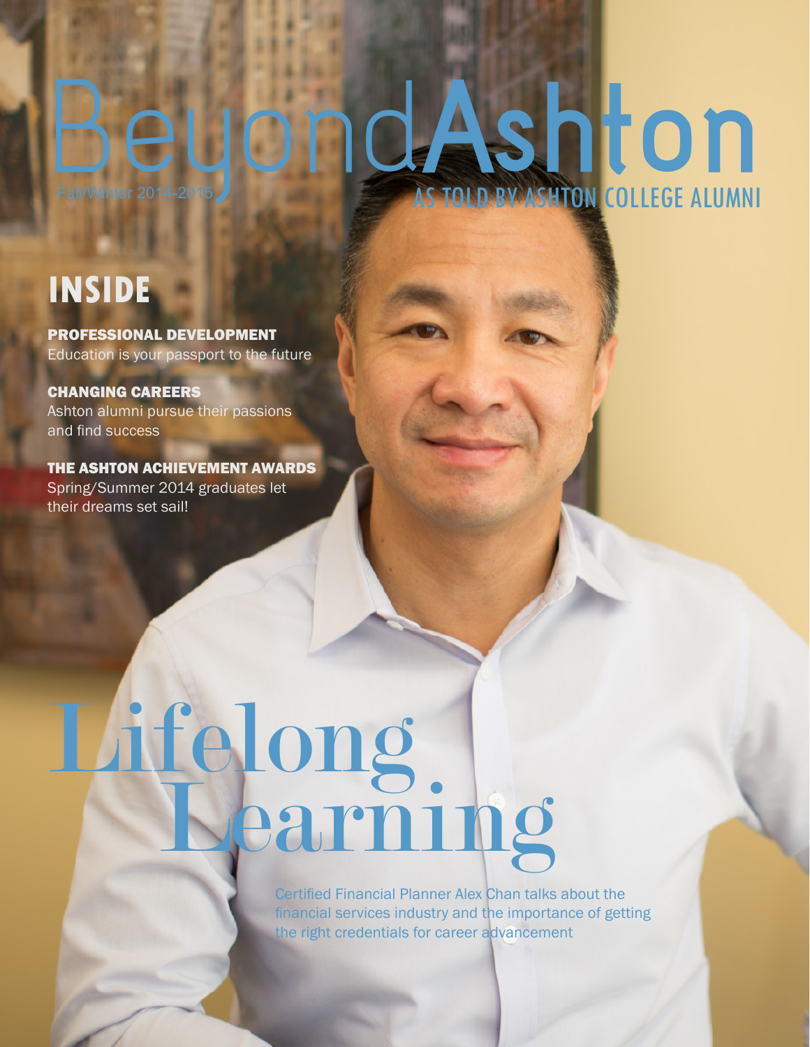# BeyondAshton

Fall/Winter 2014-2015

AS TOLD BY ASHTON COLLEGE ALUMNI

## INSIDE

**PROFESSIONAL DEVELOPMENT**
Education is your passport to the future

**CHANGING CAREERS**
Ashton alumni pursue their passions and find success

**THE ASHTON ACHIEVEMENT AWARDS**
Spring/Summer 2014 graduates let their dreams set sail!

# Lifelong Learning

Certified Financial Planner Alex Chan talks about the financial services industry and the importance of getting the right credentials for career advancement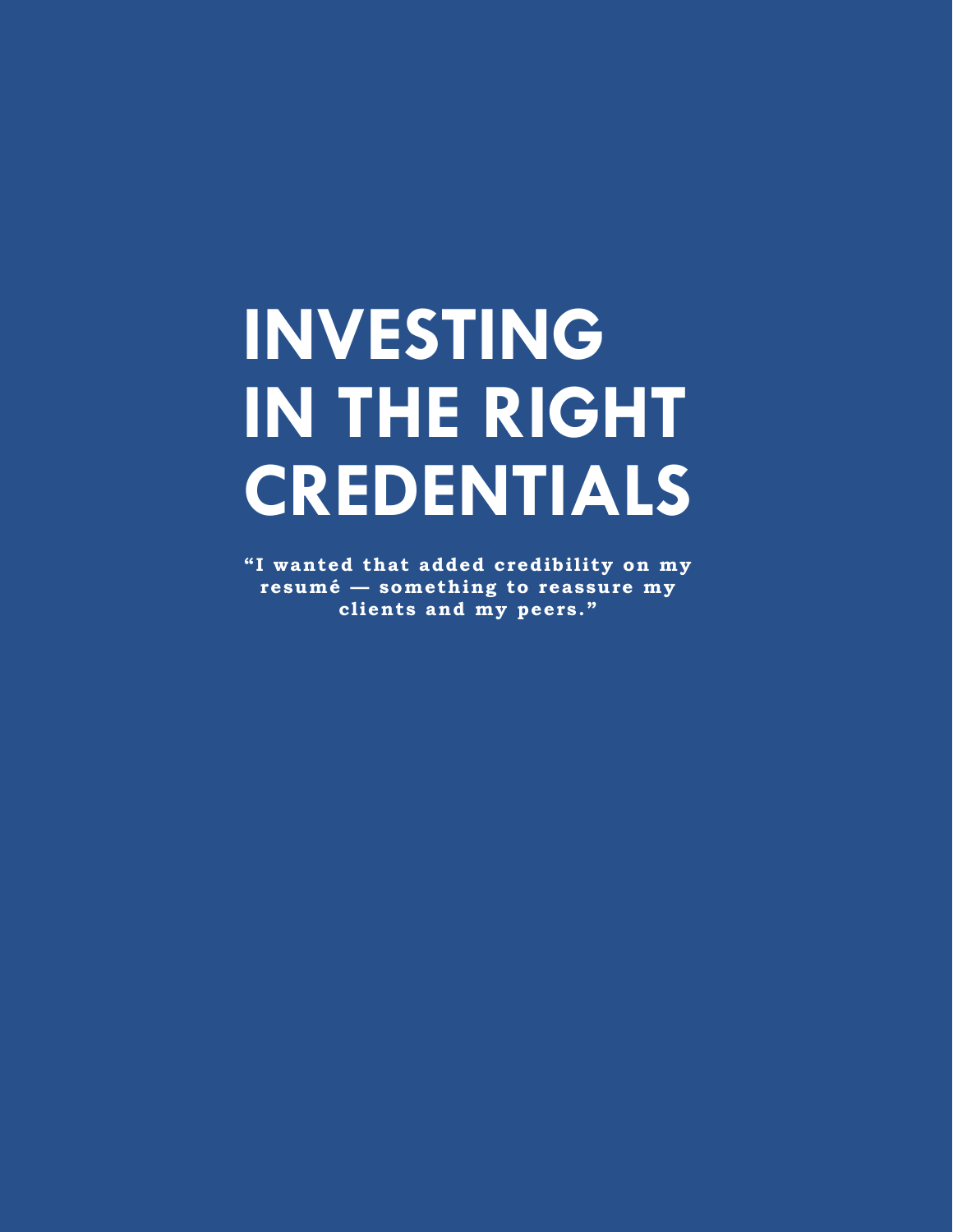# INVESTING IN THE RIGHT CREDENTIALS

**"I wanted that added credibility on my resumé — something to reassure my clients and my peers."**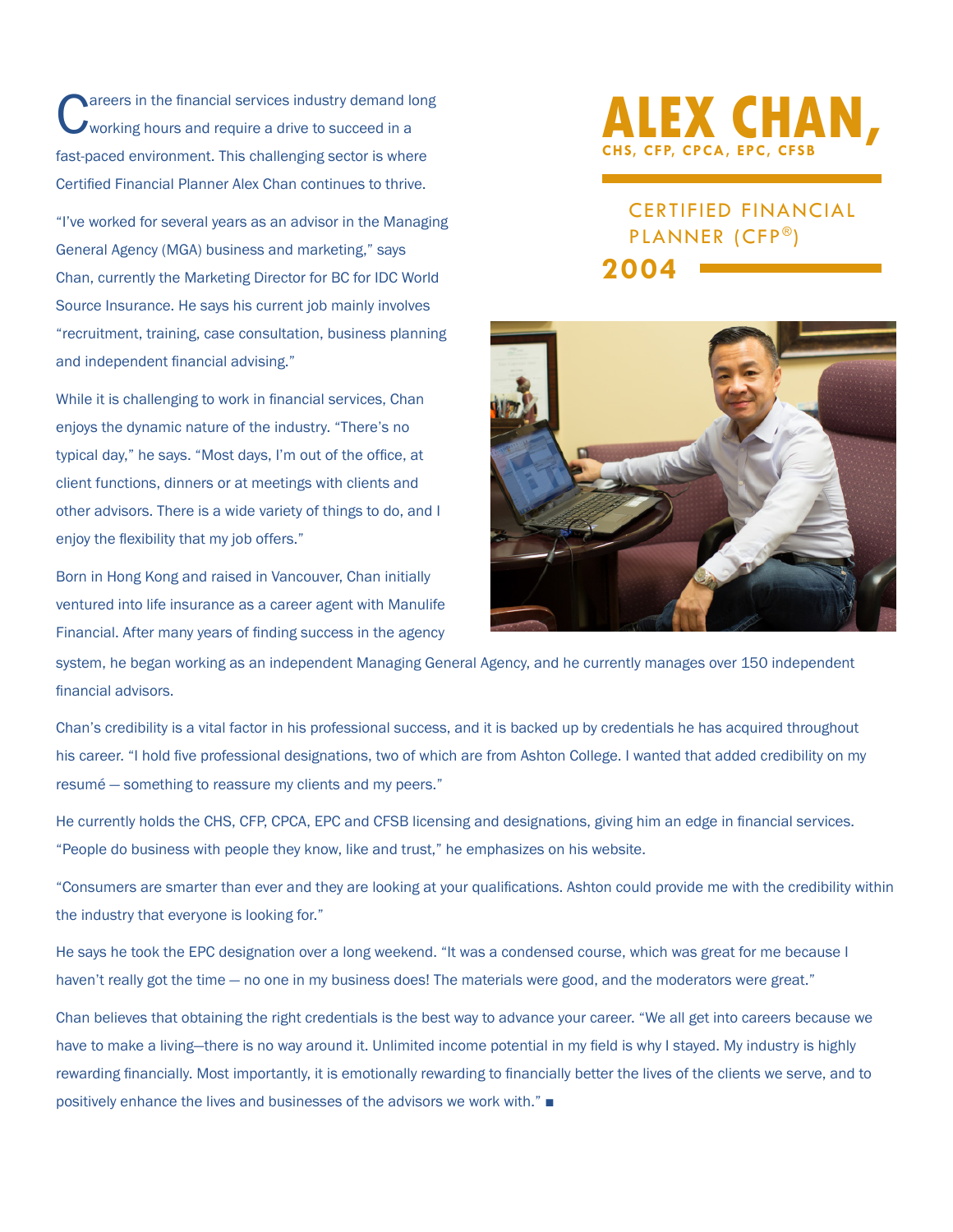# ALEX CHAN,

**CHS, CFP, CPCA, EPC, CFSB**

CERTIFIED FINANCIAL PLANNER (CFP®)

**2004**

Careers in the financial services industry demand long working hours and require a drive to succeed in a fast-paced environment. This challenging sector is where Certified Financial Planner Alex Chan continues to thrive.

"I've worked for several years as an advisor in the Managing General Agency (MGA) business and marketing," says Chan, currently the Marketing Director for BC for IDC World Source Insurance. He says his current job mainly involves "recruitment, training, case consultation, business planning and independent financial advising."

While it is challenging to work in financial services, Chan enjoys the dynamic nature of the industry. "There's no typical day," he says. "Most days, I'm out of the office, at client functions, dinners or at meetings with clients and other advisors. There is a wide variety of things to do, and I enjoy the flexibility that my job offers."

Born in Hong Kong and raised in Vancouver, Chan initially ventured into life insurance as a career agent with Manulife Financial. After many years of finding success in the agency system, he began working as an independent Managing General Agency, and he currently manages over 150 independent financial advisors.

Chan's credibility is a vital factor in his professional success, and it is backed up by credentials he has acquired throughout his career. "I hold five professional designations, two of which are from Ashton College. I wanted that added credibility on my resumé — something to reassure my clients and my peers."

He currently holds the CHS, CFP, CPCA, EPC and CFSB licensing and designations, giving him an edge in financial services. "People do business with people they know, like and trust," he emphasizes on his website.

"Consumers are smarter than ever and they are looking at your qualifications. Ashton could provide me with the credibility within the industry that everyone is looking for."

He says he took the EPC designation over a long weekend. "It was a condensed course, which was great for me because I haven't really got the time — no one in my business does! The materials were good, and the moderators were great."

Chan believes that obtaining the right credentials is the best way to advance your career. "We all get into careers because we have to make a living—there is no way around it. Unlimited income potential in my field is why I stayed. My industry is highly rewarding financially. Most importantly, it is emotionally rewarding to financially better the lives of the clients we serve, and to positively enhance the lives and businesses of the advisors we work with." ■